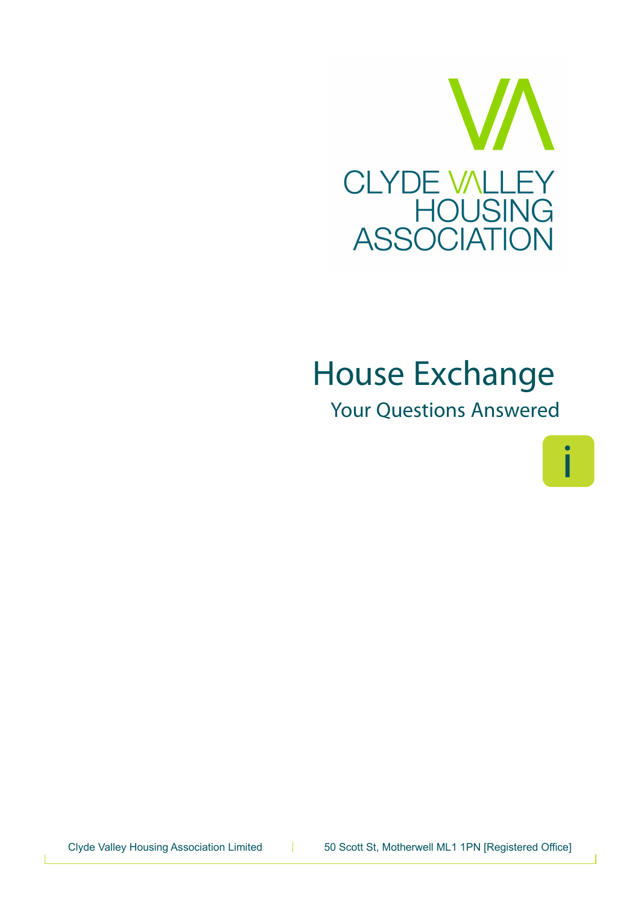CLYDE VALLEY HOUSING ASSOCIATION

# House Exchange

## Your Questions Answered

Clyde Valley Housing Association Limited | 50 Scott St, Motherwell ML1 1PN [Registered Office]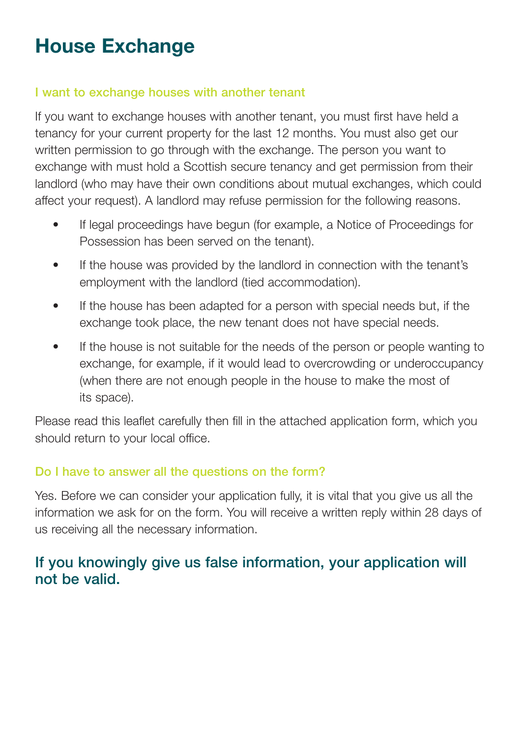# House Exchange

### I want to exchange houses with another tenant

If you want to exchange houses with another tenant, you must first have held a tenancy for your current property for the last 12 months. You must also get our written permission to go through with the exchange. The person you want to exchange with must hold a Scottish secure tenancy and get permission from their landlord (who may have their own conditions about mutual exchanges, which could affect your request). A landlord may refuse permission for the following reasons.

- If legal proceedings have begun (for example, a Notice of Proceedings for Possession has been served on the tenant).
- If the house was provided by the landlord in connection with the tenant's employment with the landlord (tied accommodation).
- If the house has been adapted for a person with special needs but, if the exchange took place, the new tenant does not have special needs.
- If the house is not suitable for the needs of the person or people wanting to exchange, for example, if it would lead to overcrowding or underoccupancy (when there are not enough people in the house to make the most of its space).

Please read this leaflet carefully then fill in the attached application form, which you should return to your local office.

### Do I have to answer all the questions on the form?

Yes. Before we can consider your application fully, it is vital that you give us all the information we ask for on the form. You will receive a written reply within 28 days of us receiving all the necessary information.

## If you knowingly give us false information, your application will not be valid.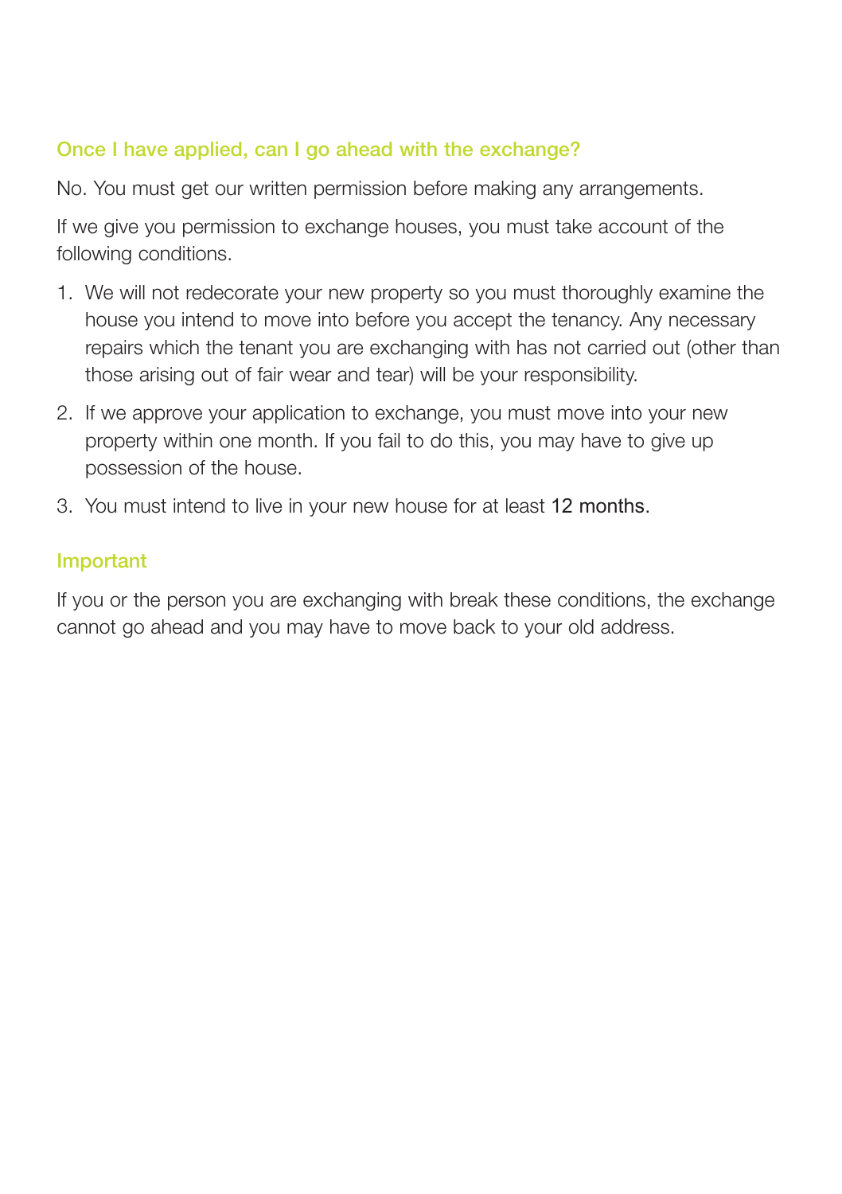### Once I have applied, can I go ahead with the exchange?

No. You must get our written permission before making any arrangements.

If we give you permission to exchange houses, you must take account of the following conditions.

1. We will not redecorate your new property so you must thoroughly examine the house you intend to move into before you accept the tenancy. Any necessary repairs which the tenant you are exchanging with has not carried out (other than those arising out of fair wear and tear) will be your responsibility.
2. If we approve your application to exchange, you must move into your new property within one month. If you fail to do this, you may have to give up possession of the house.
3. You must intend to live in your new house for at least 12 months.

### Important

If you or the person you are exchanging with break these conditions, the exchange cannot go ahead and you may have to move back to your old address.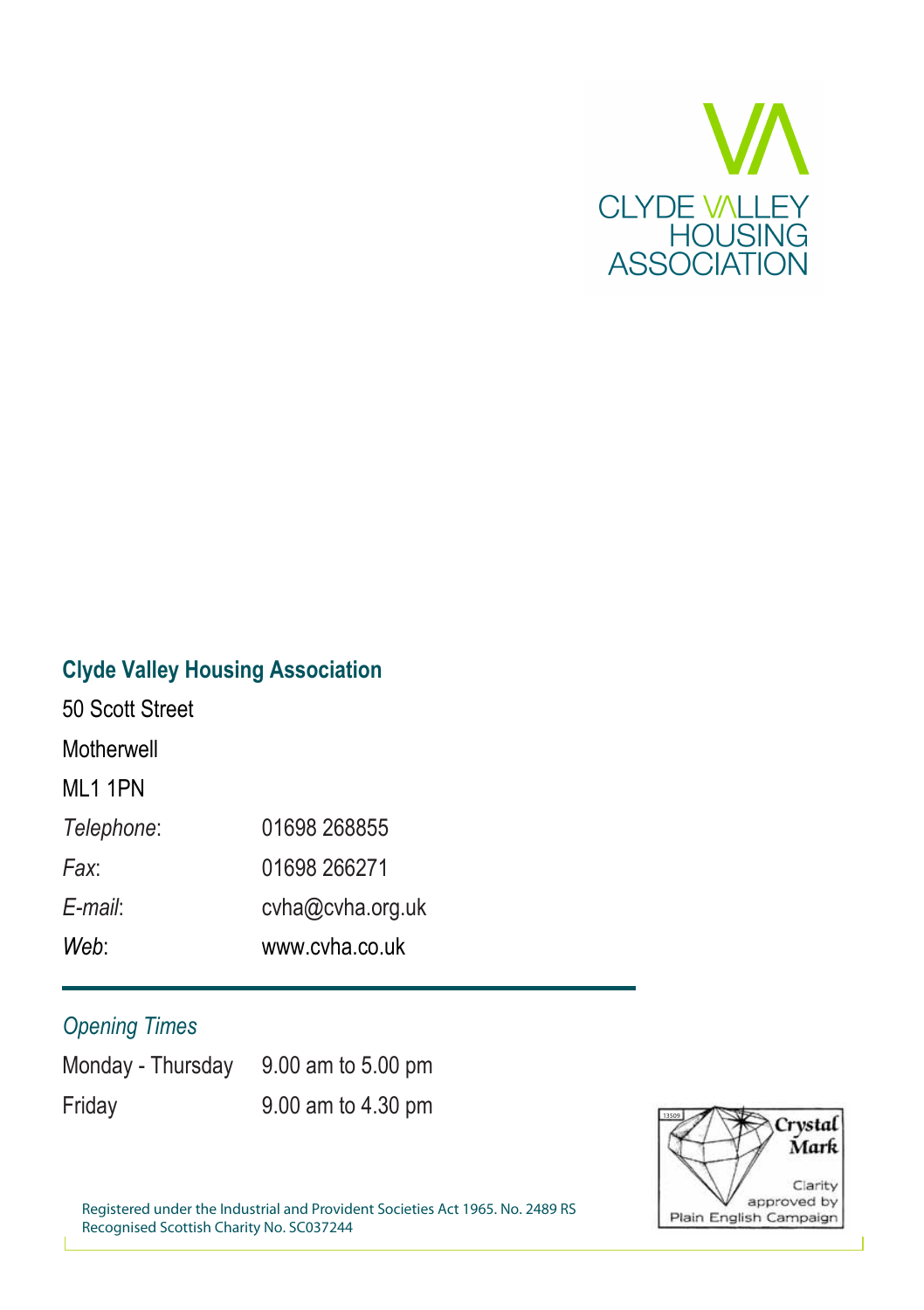CLYDE VALLEY HOUSING ASSOCIATION

## Clyde Valley Housing Association

50 Scott Street

Motherwell

ML1 1PN

| | |
|---|---|
| *Telephone*: | 01698 268855 |
| *Fax*: | 01698 266271 |
| *E-mail*: | cvha@cvha.org.uk |
| *Web*: | www.cvha.co.uk |

*Opening Times*

| | |
|---|---|
| Monday - Thursday | 9.00 am to 5.00 pm |
| Friday | 9.00 am to 4.30 pm |

Crystal Mark
Clarity approved by Plain English Campaign

Registered under the Industrial and Provident Societies Act 1965. No. 2489 RS
Recognised Scottish Charity No. SC037244